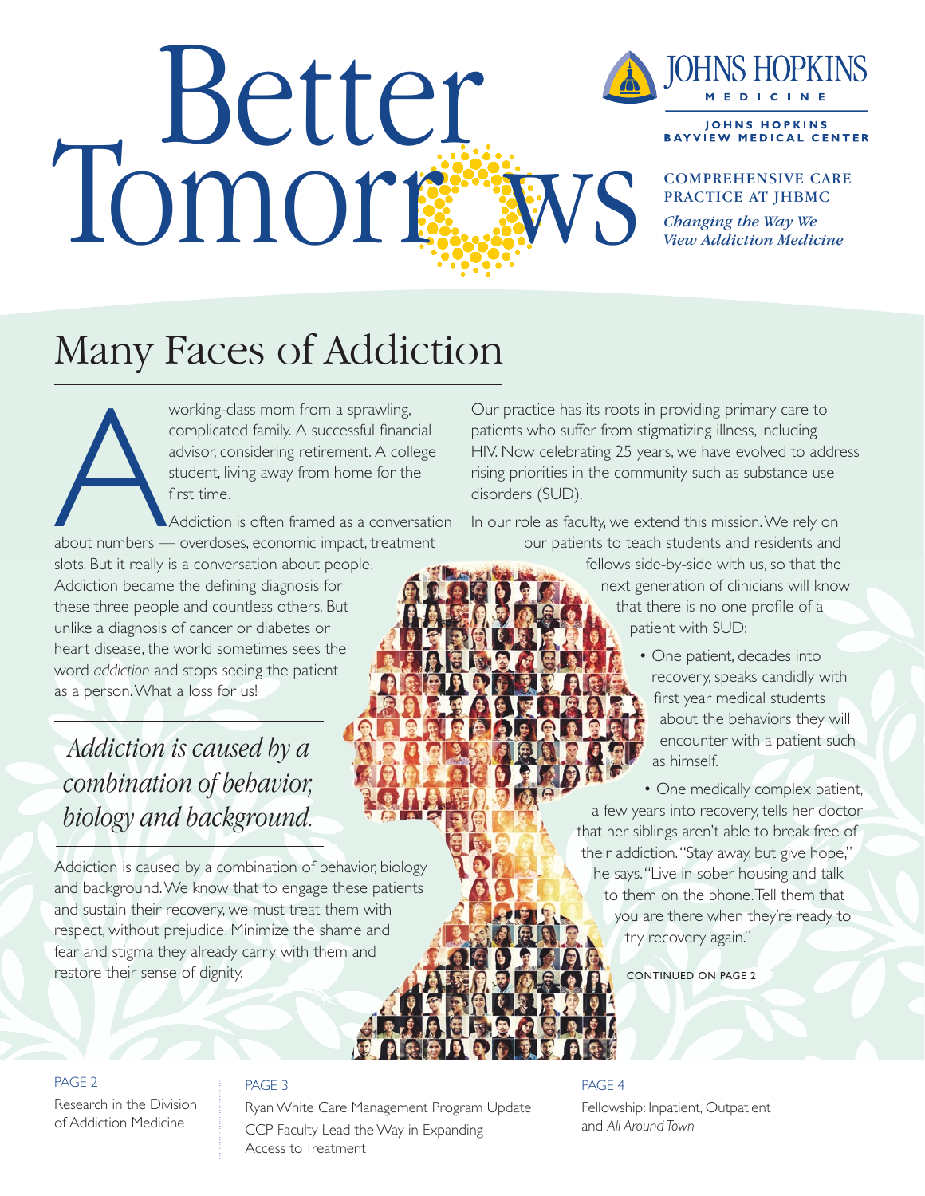# Better Tomorrows

JOHNS HOPKINS MEDICINE

JOHNS HOPKINS BAYVIEW MEDICAL CENTER

**COMPREHENSIVE CARE PRACTICE AT JHBMC**

*Changing the Way We View Addiction Medicine*

## Many Faces of Addiction

A working-class mom from a sprawling, complicated family. A successful financial advisor, considering retirement. A college student, living away from home for the first time.

Addiction is often framed as a conversation about numbers — overdoses, economic impact, treatment slots. But it really is a conversation about people. Addiction became the defining diagnosis for these three people and countless others. But unlike a diagnosis of cancer or diabetes or heart disease, the world sometimes sees the word *addiction* and stops seeing the patient as a person. What a loss for us!

> *Addiction is caused by a combination of behavior, biology and background.*

Addiction is caused by a combination of behavior, biology and background. We know that to engage these patients and sustain their recovery, we must treat them with respect, without prejudice. Minimize the shame and fear and stigma they already carry with them and restore their sense of dignity.

Our practice has its roots in providing primary care to patients who suffer from stigmatizing illness, including HIV. Now celebrating 25 years, we have evolved to address rising priorities in the community such as substance use disorders (SUD).

In our role as faculty, we extend this mission. We rely on our patients to teach students and residents and fellows side-by-side with us, so that the next generation of clinicians will know that there is no one profile of a patient with SUD:

- One patient, decades into recovery, speaks candidly with first year medical students about the behaviors they will encounter with a patient such as himself.
- One medically complex patient, a few years into recovery, tells her doctor that her siblings aren't able to break free of their addiction. "Stay away, but give hope," he says. "Live in sober housing and talk to them on the phone. Tell them that you are there when they're ready to try recovery again."

CONTINUED ON PAGE 2

---

**PAGE 2**
Research in the Division of Addiction Medicine

**PAGE 3**
Ryan White Care Management Program Update
CCP Faculty Lead the Way in Expanding Access to Treatment

**PAGE 4**
Fellowship: Inpatient, Outpatient and *All Around Town*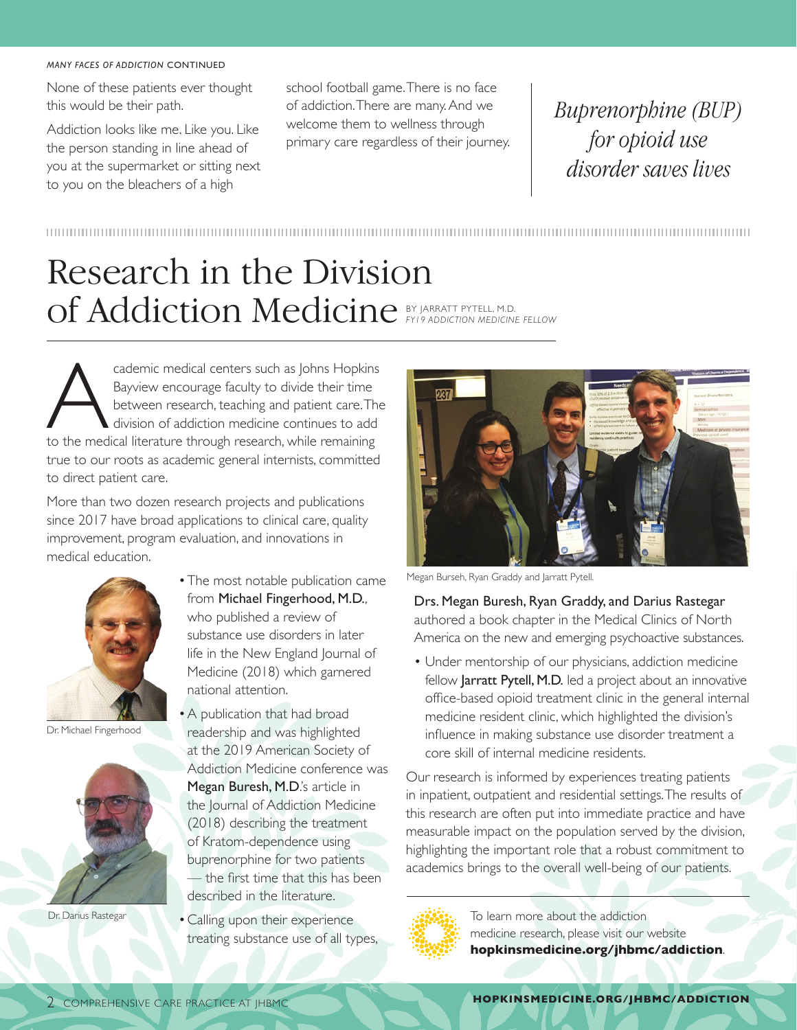*MANY FACES OF ADDICTION* CONTINUED

None of these patients ever thought this would be their path.

Addiction looks like me. Like you. Like the person standing in line ahead of you at the supermarket or sitting next to you on the bleachers of a high school football game. There is no face of addiction. There are many. And we welcome them to wellness through primary care regardless of their journey.

*Buprenorphine (BUP) for opioid use disorder saves lives*

# Research in the Division of Addiction Medicine

BY JARRATT PYTELL, M.D.
*FY19 ADDICTION MEDICINE FELLOW*

Academic medical centers such as Johns Hopkins Bayview encourage faculty to divide their time between research, teaching and patient care. The division of addiction medicine continues to add to the medical literature through research, while remaining true to our roots as academic general internists, committed to direct patient care.

More than two dozen research projects and publications since 2017 have broad applications to clinical care, quality improvement, program evaluation, and innovations in medical education.

Dr. Michael Fingerhood

Dr. Darius Rastegar

- The most notable publication came from **Michael Fingerhood, M.D.**, who published a review of substance use disorders in later life in the New England Journal of Medicine (2018) which garnered national attention.
- A publication that had broad readership and was highlighted at the 2019 American Society of Addiction Medicine conference was **Megan Buresh, M.D.**'s article in the Journal of Addiction Medicine (2018) describing the treatment of Kratom-dependence using buprenorphine for two patients — the first time that this has been described in the literature.
- Calling upon their experience treating substance use of all types, **Drs. Megan Buresh, Ryan Graddy, and Darius Rastegar** authored a book chapter in the Medical Clinics of North America on the new and emerging psychoactive substances.
- Under mentorship of our physicians, addiction medicine fellow **Jarratt Pytell, M.D.** led a project about an innovative office-based opioid treatment clinic in the general internal medicine resident clinic, which highlighted the division's influence in making substance use disorder treatment a core skill of internal medicine residents.

Megan Burseh, Ryan Graddy and Jarratt Pytell.

Our research is informed by experiences treating patients in inpatient, outpatient and residential settings. The results of this research are often put into immediate practice and have measurable impact on the population served by the division, highlighting the important role that a robust commitment to academics brings to the overall well-being of our patients.

To learn more about the addiction medicine research, please visit our website **hopkinsmedicine.org/jhbmc/addiction**.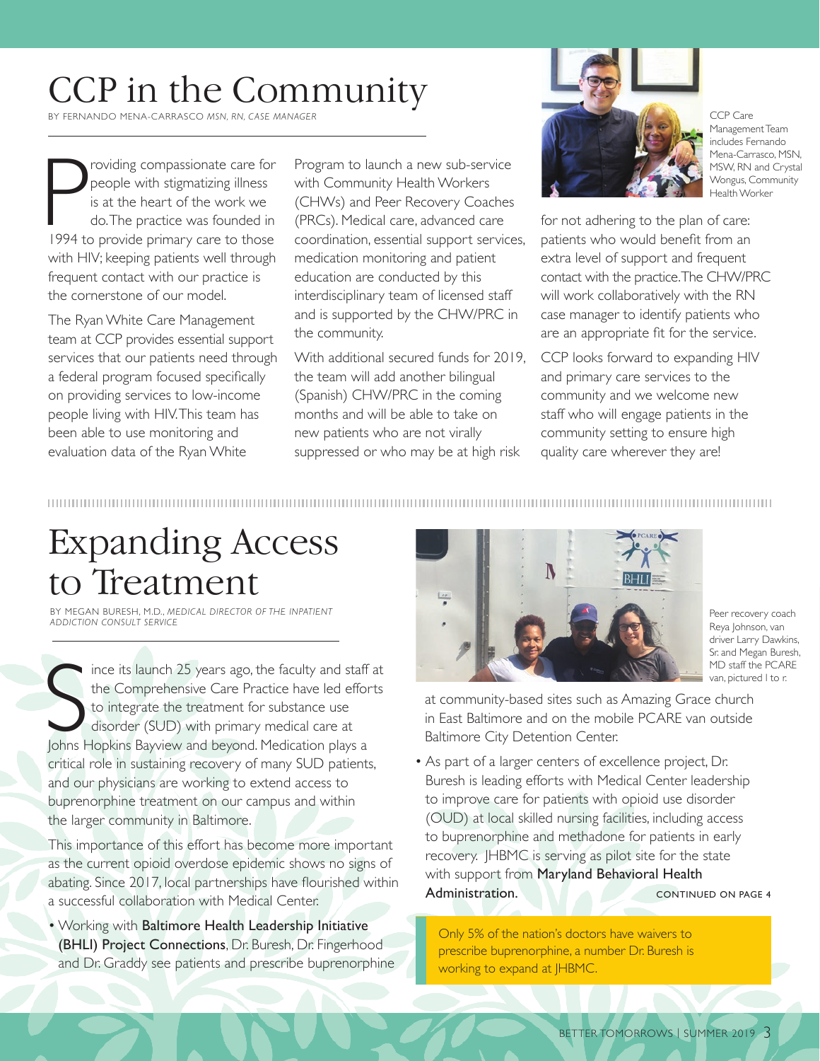# CCP in the Community

BY FERNANDO MENA-CARRASCO *MSN, RN, CASE MANAGER*

Providing compassionate care for people with stigmatizing illness is at the heart of the work we do. The practice was founded in 1994 to provide primary care to those with HIV; keeping patients well through frequent contact with our practice is the cornerstone of our model.

The Ryan White Care Management team at CCP provides essential support services that our patients need through a federal program focused specifically on providing services to low-income people living with HIV. This team has been able to use monitoring and evaluation data of the Ryan White Program to launch a new sub-service with Community Health Workers (CHWs) and Peer Recovery Coaches (PRCs). Medical care, advanced care coordination, essential support services, medication monitoring and patient education are conducted by this interdisciplinary team of licensed staff and is supported by the CHW/PRC in the community.

With additional secured funds for 2019, the team will add another bilingual (Spanish) CHW/PRC in the coming months and will be able to take on new patients who are not virally suppressed or who may be at high risk for not adhering to the plan of care: patients who would benefit from an extra level of support and frequent contact with the practice. The CHW/PRC will work collaboratively with the RN case manager to identify patients who are an appropriate fit for the service.

CCP looks forward to expanding HIV and primary care services to the community and we welcome new staff who will engage patients in the community setting to ensure high quality care wherever they are!

CCP Care Management Team includes Fernando Mena-Carrasco, MSN, MSW, RN and Crystal Wongus, Community Health Worker

# Expanding Access to Treatment

BY MEGAN BURESH, M.D., *MEDICAL DIRECTOR OF THE INPATIENT ADDICTION CONSULT SERVICE*

Since its launch 25 years ago, the faculty and staff at the Comprehensive Care Practice have led efforts to integrate the treatment for substance use disorder (SUD) with primary medical care at Johns Hopkins Bayview and beyond. Medication plays a critical role in sustaining recovery of many SUD patients, and our physicians are working to extend access to buprenorphine treatment on our campus and within the larger community in Baltimore.

This importance of this effort has become more important as the current opioid overdose epidemic shows no signs of abating. Since 2017, local partnerships have flourished within a successful collaboration with Medical Center.

- Working with **Baltimore Health Leadership Initiative (BHLI) Project Connections**, Dr. Buresh, Dr. Fingerhood and Dr. Graddy see patients and prescribe buprenorphine at community-based sites such as Amazing Grace church in East Baltimore and on the mobile PCARE van outside Baltimore City Detention Center.
- As part of a larger centers of excellence project, Dr. Buresh is leading efforts with Medical Center leadership to improve care for patients with opioid use disorder (OUD) at local skilled nursing facilities, including access to buprenorphine and methadone for patients in early recovery. JHBMC is serving as pilot site for the state with support from **Maryland Behavioral Health Administration.**

Peer recovery coach Reya Johnson, van driver Larry Dawkins, Sr. and Megan Buresh, MD staff the PCARE van, pictured l to r.

CONTINUED ON PAGE 4

Only 5% of the nation's doctors have waivers to prescribe buprenorphine, a number Dr. Buresh is working to expand at JHBMC.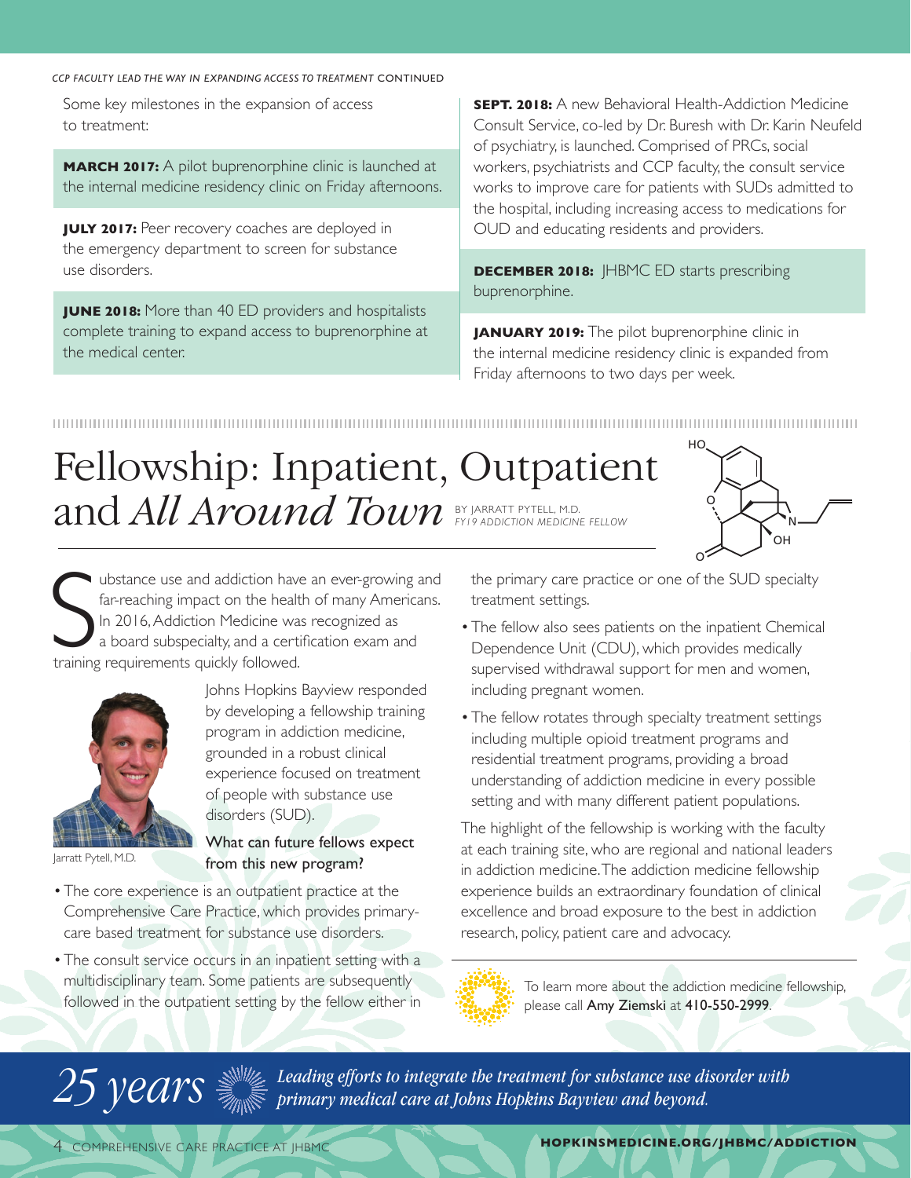*CCP FACULTY LEAD THE WAY IN EXPANDING ACCESS TO TREATMENT* CONTINUED

Some key milestones in the expansion of access to treatment:

**MARCH 2017:** A pilot buprenorphine clinic is launched at the internal medicine residency clinic on Friday afternoons.

**JULY 2017:** Peer recovery coaches are deployed in the emergency department to screen for substance use disorders.

**JUNE 2018:** More than 40 ED providers and hospitalists complete training to expand access to buprenorphine at the medical center.

**SEPT. 2018:** A new Behavioral Health-Addiction Medicine Consult Service, co-led by Dr. Buresh with Dr. Karin Neufeld of psychiatry, is launched. Comprised of PRCs, social workers, psychiatrists and CCP faculty, the consult service works to improve care for patients with SUDs admitted to the hospital, including increasing access to medications for OUD and educating residents and providers.

**DECEMBER 2018:** JHBMC ED starts prescribing buprenorphine.

**JANUARY 2019:** The pilot buprenorphine clinic in the internal medicine residency clinic is expanded from Friday afternoons to two days per week.

# Fellowship: Inpatient, Outpatient and *All Around Town*

BY JARRATT PYTELL, M.D.
*FY19 ADDICTION MEDICINE FELLOW*

Substance use and addiction have an ever-growing and far-reaching impact on the health of many Americans. In 2016, Addiction Medicine was recognized as a board subspecialty, and a certification exam and training requirements quickly followed.

Johns Hopkins Bayview responded by developing a fellowship training program in addiction medicine, grounded in a robust clinical experience focused on treatment of people with substance use disorders (SUD).

Jarratt Pytell, M.D.

**What can future fellows expect from this new program?**

- The core experience is an outpatient practice at the Comprehensive Care Practice, which provides primary-care based treatment for substance use disorders.
- The consult service occurs in an inpatient setting with a multidisciplinary team. Some patients are subsequently followed in the outpatient setting by the fellow either in the primary care practice or one of the SUD specialty treatment settings.
- The fellow also sees patients on the inpatient Chemical Dependence Unit (CDU), which provides medically supervised withdrawal support for men and women, including pregnant women.
- The fellow rotates through specialty treatment settings including multiple opioid treatment programs and residential treatment programs, providing a broad understanding of addiction medicine in every possible setting and with many different patient populations.

The highlight of the fellowship is working with the faculty at each training site, who are regional and national leaders in addiction medicine. The addiction medicine fellowship experience builds an extraordinary foundation of clinical excellence and broad exposure to the best in addiction research, policy, patient care and advocacy.

To learn more about the addiction medicine fellowship, please call Amy Ziemski at 410-550-2999.

*25 years* *Leading efforts to integrate the treatment for substance use disorder with primary medical care at Johns Hopkins Bayview and beyond.*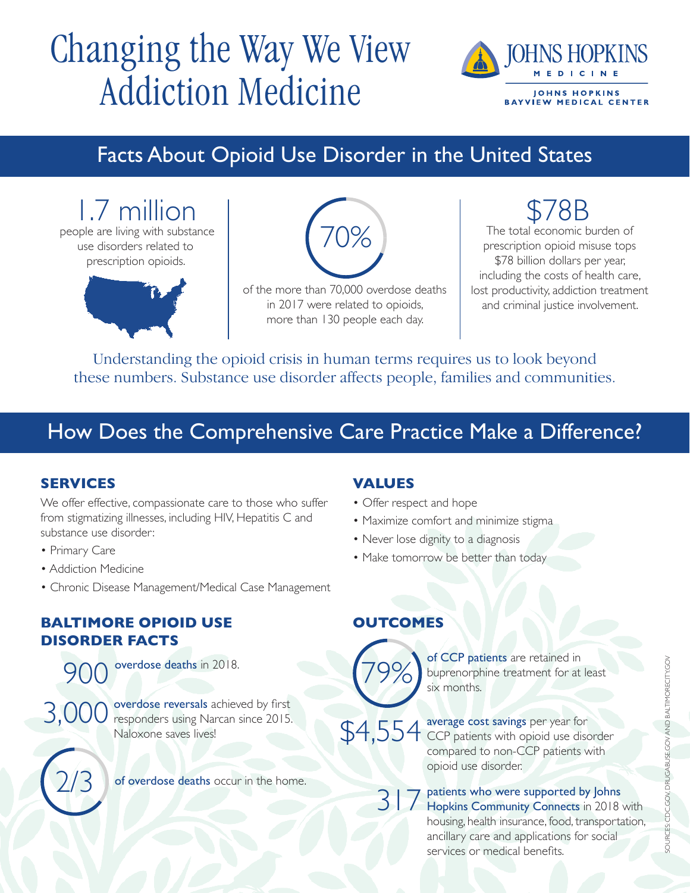# Changing the Way We View Addiction Medicine

JOHNS HOPKINS MEDICINE

JOHNS HOPKINS BAYVIEW MEDICAL CENTER

## Facts About Opioid Use Disorder in the United States

**1.7 million** people are living with substance use disorders related to prescription opioids.

**70%** of the more than 70,000 overdose deaths in 2017 were related to opioids, more than 130 people each day.

**$78B** The total economic burden of prescription opioid misuse tops $78 billion dollars per year, including the costs of health care, lost productivity, addiction treatment and criminal justice involvement.

Understanding the opioid crisis in human terms requires us to look beyond these numbers. Substance use disorder affects people, families and communities.

## How Does the Comprehensive Care Practice Make a Difference?

### SERVICES

We offer effective, compassionate care to those who suffer from stigmatizing illnesses, including HIV, Hepatitis C and substance use disorder:

- Primary Care
- Addiction Medicine
- Chronic Disease Management/Medical Case Management

### VALUES

- Offer respect and hope
- Maximize comfort and minimize stigma
- Never lose dignity to a diagnosis
- Make tomorrow be better than today

### BALTIMORE OPIOID USE DISORDER FACTS

**900** overdose deaths in 2018.

**3,000** overdose reversals achieved by first responders using Narcan since 2015. Naloxone saves lives!

**2/3** of overdose deaths occur in the home.

### OUTCOMES

**79%** of CCP patients are retained in buprenorphine treatment for at least six months.

**$4,554** average cost savings per year for CCP patients with opioid use disorder compared to non-CCP patients with opioid use disorder.

**317** patients who were supported by Johns Hopkins Community Connects in 2018 with housing, health insurance, food, transportation, ancillary care and applications for social services or medical benefits.

SOURCES: CDC.GOV, DRUGABUSE.GOV AND BALTIMORECITY.GOV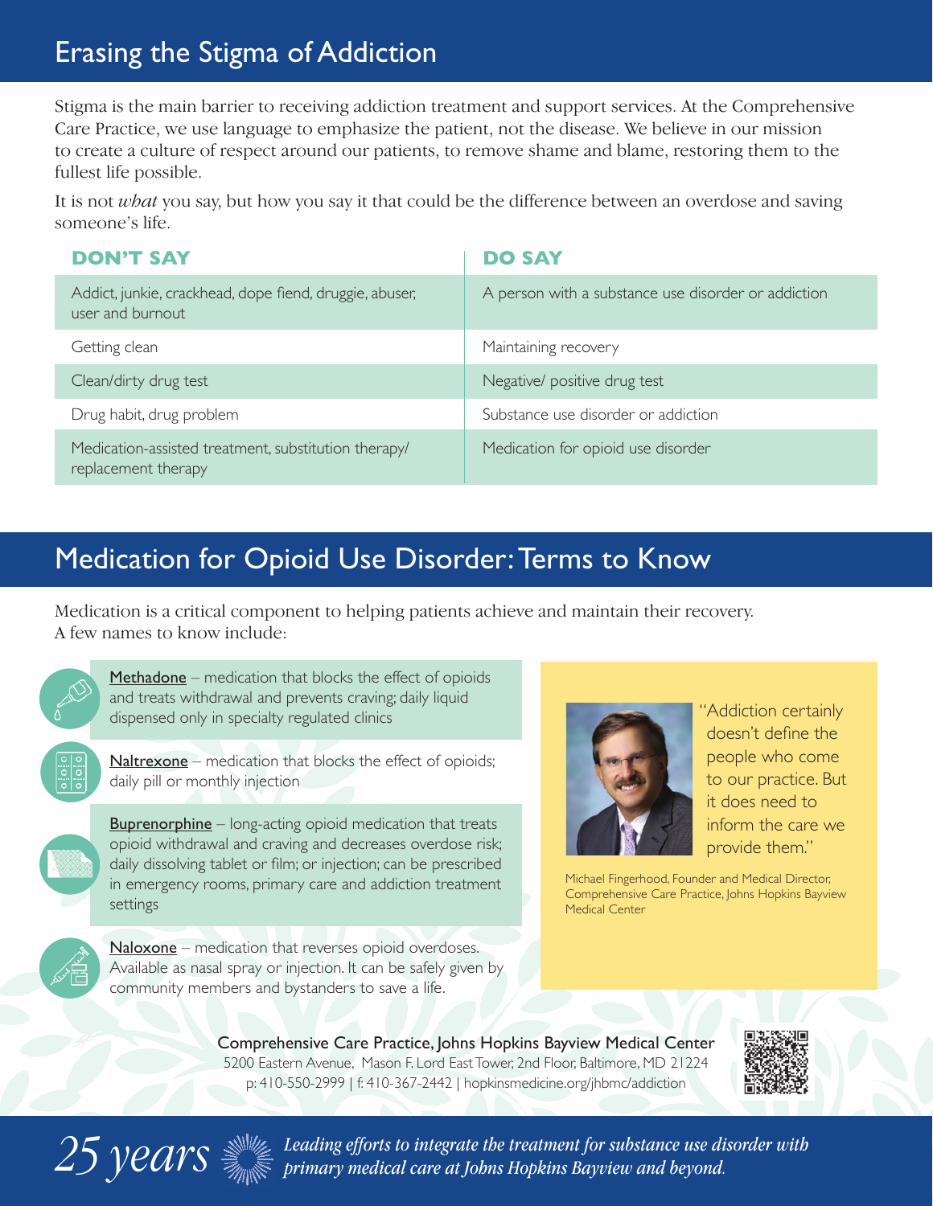## Erasing the Stigma of Addiction

Stigma is the main barrier to receiving addiction treatment and support services. At the Comprehensive Care Practice, we use language to emphasize the patient, not the disease. We believe in our mission to create a culture of respect around our patients, to remove shame and blame, restoring them to the fullest life possible.

It is not *what* you say, but how you say it that could be the difference between an overdose and saving someone's life.

| DON'T SAY | DO SAY |
| --- | --- |
| Addict, junkie, crackhead, dope fiend, druggie, abuser, user and burnout | A person with a substance use disorder or addiction |
| Getting clean | Maintaining recovery |
| Clean/dirty drug test | Negative/ positive drug test |
| Drug habit, drug problem | Substance use disorder or addiction |
| Medication-assisted treatment, substitution therapy/ replacement therapy | Medication for opioid use disorder |

## Medication for Opioid Use Disorder: Terms to Know

Medication is a critical component to helping patients achieve and maintain their recovery. A few names to know include:

**Methadone** – medication that blocks the effect of opioids and treats withdrawal and prevents craving; daily liquid dispensed only in specialty regulated clinics

**Naltrexone** – medication that blocks the effect of opioids; daily pill or monthly injection

**Buprenorphine** – long-acting opioid medication that treats opioid withdrawal and craving and decreases overdose risk; daily dissolving tablet or film; or injection; can be prescribed in emergency rooms, primary care and addiction treatment settings

**Naloxone** – medication that reverses opioid overdoses. Available as nasal spray or injection. It can be safely given by community members and bystanders to save a life.

"Addiction certainly doesn't define the people who come to our practice. But it does need to inform the care we provide them."

Michael Fingerhood, Founder and Medical Director, Comprehensive Care Practice, Johns Hopkins Bayview Medical Center

**Comprehensive Care Practice, Johns Hopkins Bayview Medical Center**
5200 Eastern Avenue, Mason F. Lord East Tower, 2nd Floor, Baltimore, MD 21224
p: 410-550-2999 | f: 410-367-2442 | hopkinsmedicine.org/jhbmc/addiction

*25 years* *Leading efforts to integrate the treatment for substance use disorder with primary medical care at Johns Hopkins Bayview and beyond.*